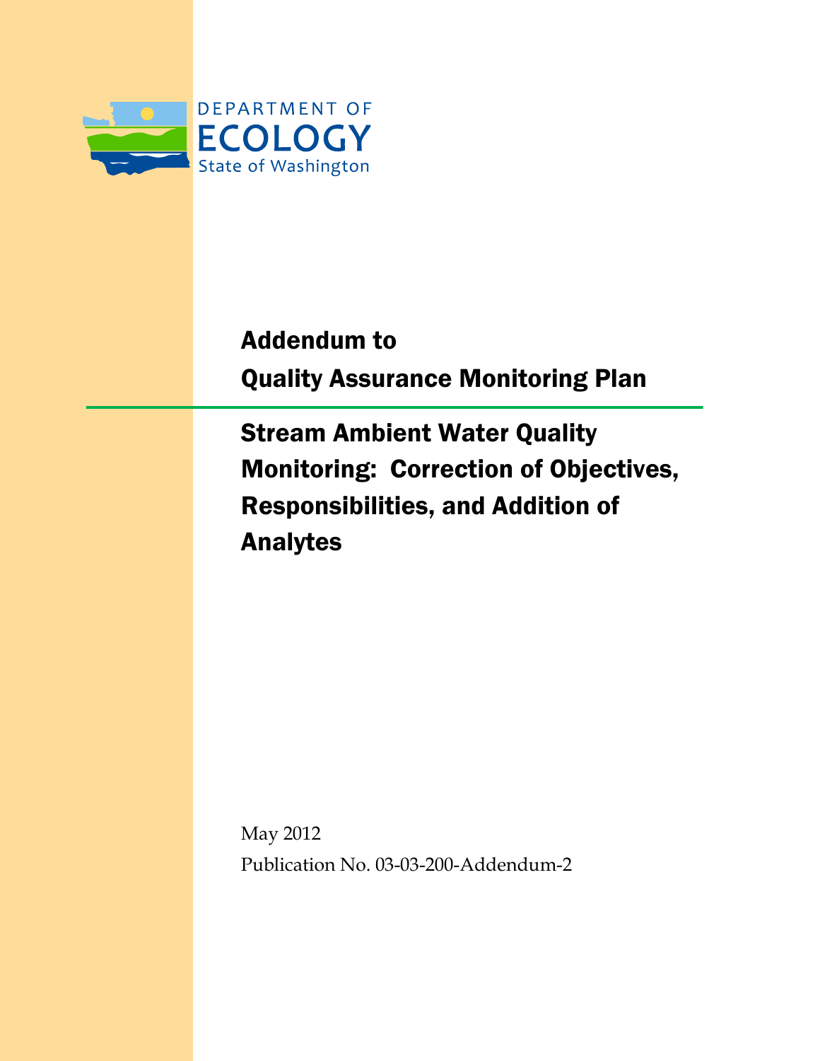DEPARTMENT OF
ECOLOGY
State of Washington

# Addendum to Quality Assurance Monitoring Plan

## Stream Ambient Water Quality Monitoring: Correction of Objectives, Responsibilities, and Addition of Analytes

May 2012

Publication No. 03-03-200-Addendum-2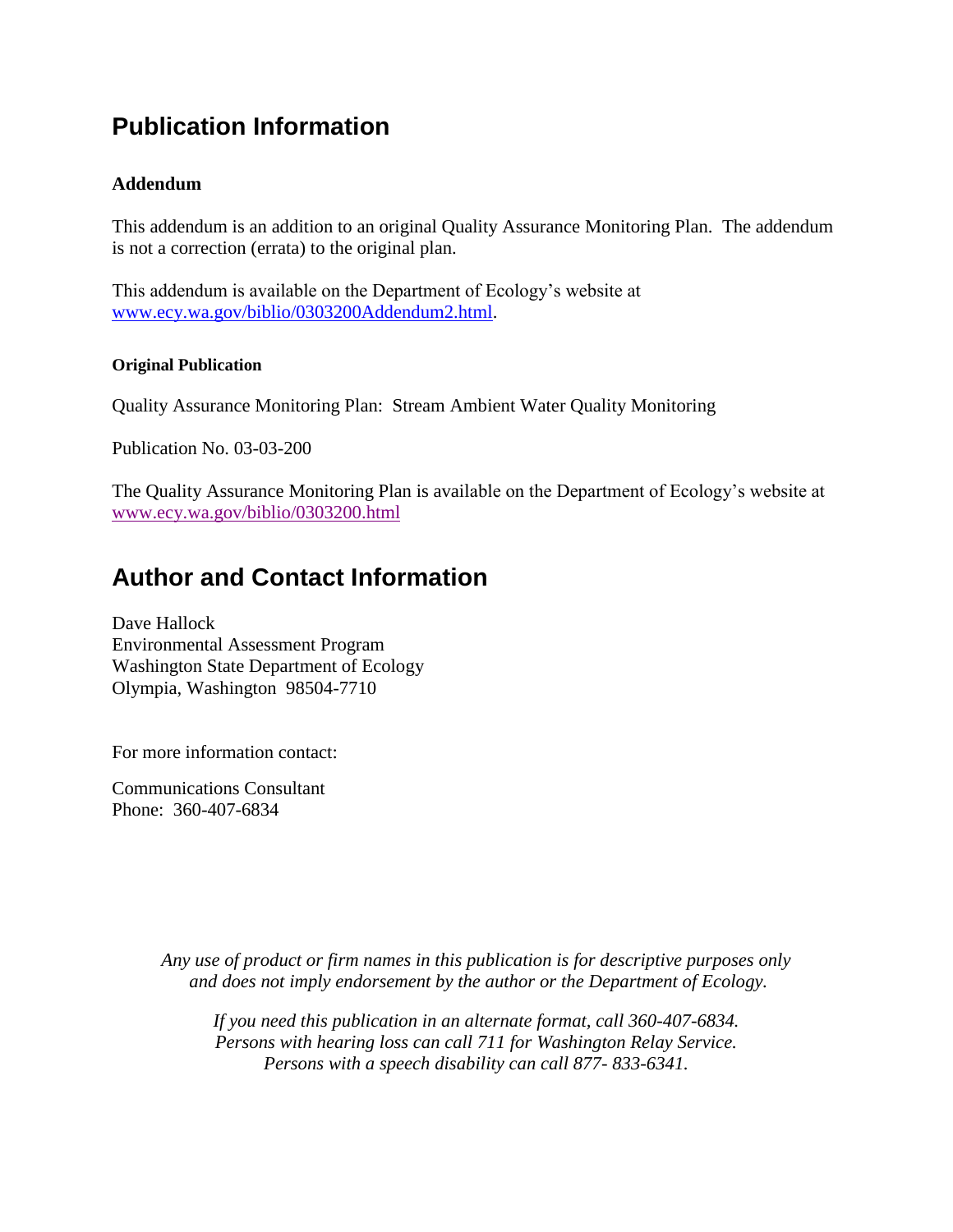# Publication Information

### Addendum

This addendum is an addition to an original Quality Assurance Monitoring Plan. The addendum is not a correction (errata) to the original plan.

This addendum is available on the Department of Ecology's website at [www.ecy.wa.gov/biblio/0303200Addendum2.html](www.ecy.wa.gov/biblio/0303200Addendum2.html).

#### Original Publication

Quality Assurance Monitoring Plan: Stream Ambient Water Quality Monitoring

Publication No. 03-03-200

The Quality Assurance Monitoring Plan is available on the Department of Ecology's website at [www.ecy.wa.gov/biblio/0303200.html](www.ecy.wa.gov/biblio/0303200.html)

# Author and Contact Information

Dave Hallock  
Environmental Assessment Program  
Washington State Department of Ecology  
Olympia, Washington 98504-7710

For more information contact:

Communications Consultant  
Phone: 360-407-6834

*Any use of product or firm names in this publication is for descriptive purposes only and does not imply endorsement by the author or the Department of Ecology.*

*If you need this publication in an alternate format, call 360-407-6834. Persons with hearing loss can call 711 for Washington Relay Service. Persons with a speech disability can call 877- 833-6341.*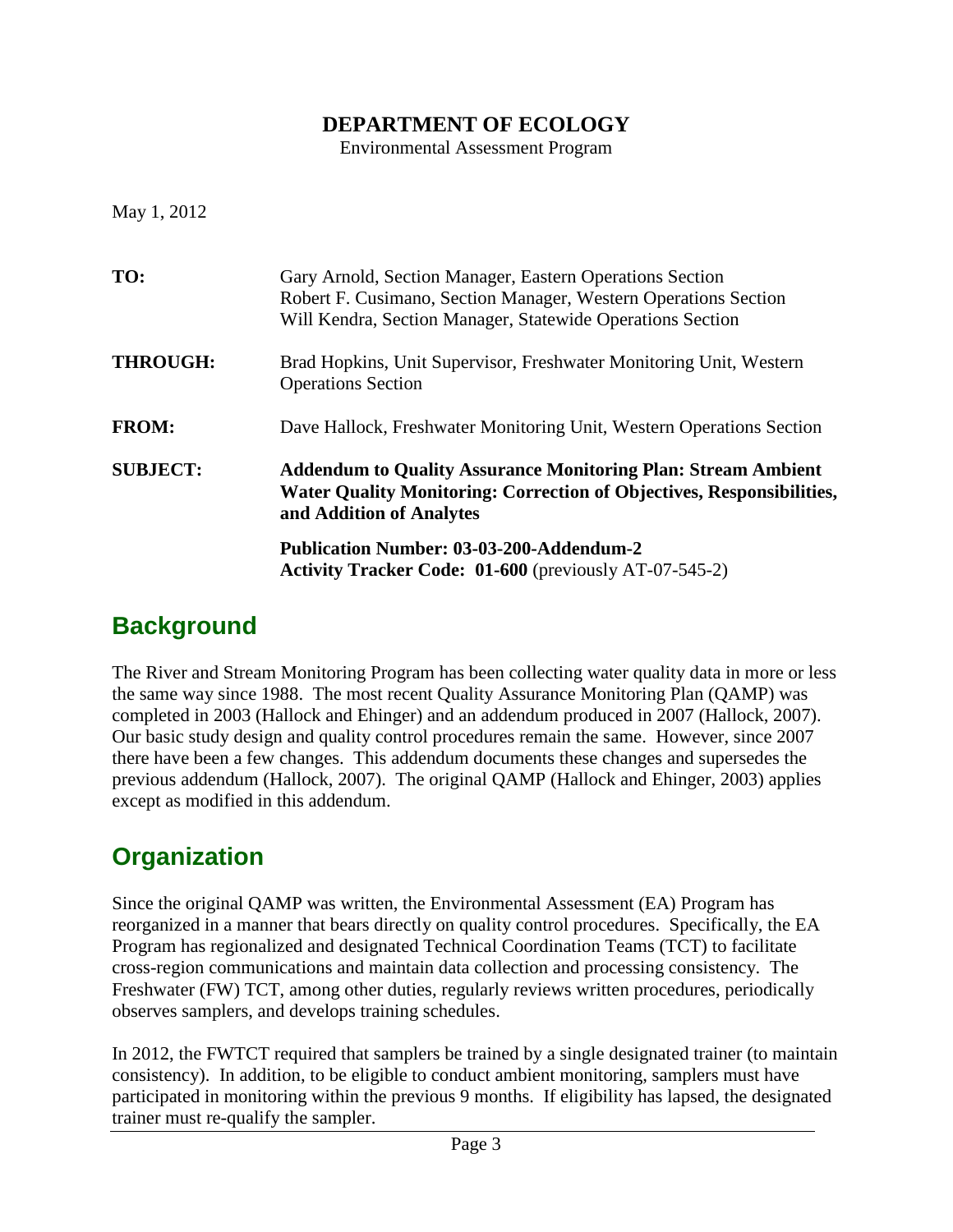**DEPARTMENT OF ECOLOGY**

Environmental Assessment Program

May 1, 2012

| | |
|---|---|
| **TO:** | Gary Arnold, Section Manager, Eastern Operations Section<br>Robert F. Cusimano, Section Manager, Western Operations Section<br>Will Kendra, Section Manager, Statewide Operations Section |
| **THROUGH:** | Brad Hopkins, Unit Supervisor, Freshwater Monitoring Unit, Western Operations Section |
| **FROM:** | Dave Hallock, Freshwater Monitoring Unit, Western Operations Section |
| **SUBJECT:** | **Addendum to Quality Assurance Monitoring Plan: Stream Ambient Water Quality Monitoring: Correction of Objectives, Responsibilities, and Addition of Analytes**<br><br>**Publication Number: 03-03-200-Addendum-2**<br>**Activity Tracker Code: 01-600** (previously AT-07-545-2) |

## Background

The River and Stream Monitoring Program has been collecting water quality data in more or less the same way since 1988. The most recent Quality Assurance Monitoring Plan (QAMP) was completed in 2003 (Hallock and Ehinger) and an addendum produced in 2007 (Hallock, 2007). Our basic study design and quality control procedures remain the same. However, since 2007 there have been a few changes. This addendum documents these changes and supersedes the previous addendum (Hallock, 2007). The original QAMP (Hallock and Ehinger, 2003) applies except as modified in this addendum.

## Organization

Since the original QAMP was written, the Environmental Assessment (EA) Program has reorganized in a manner that bears directly on quality control procedures. Specifically, the EA Program has regionalized and designated Technical Coordination Teams (TCT) to facilitate cross-region communications and maintain data collection and processing consistency. The Freshwater (FW) TCT, among other duties, regularly reviews written procedures, periodically observes samplers, and develops training schedules.

In 2012, the FWTCT required that samplers be trained by a single designated trainer (to maintain consistency). In addition, to be eligible to conduct ambient monitoring, samplers must have participated in monitoring within the previous 9 months. If eligibility has lapsed, the designated trainer must re-qualify the sampler.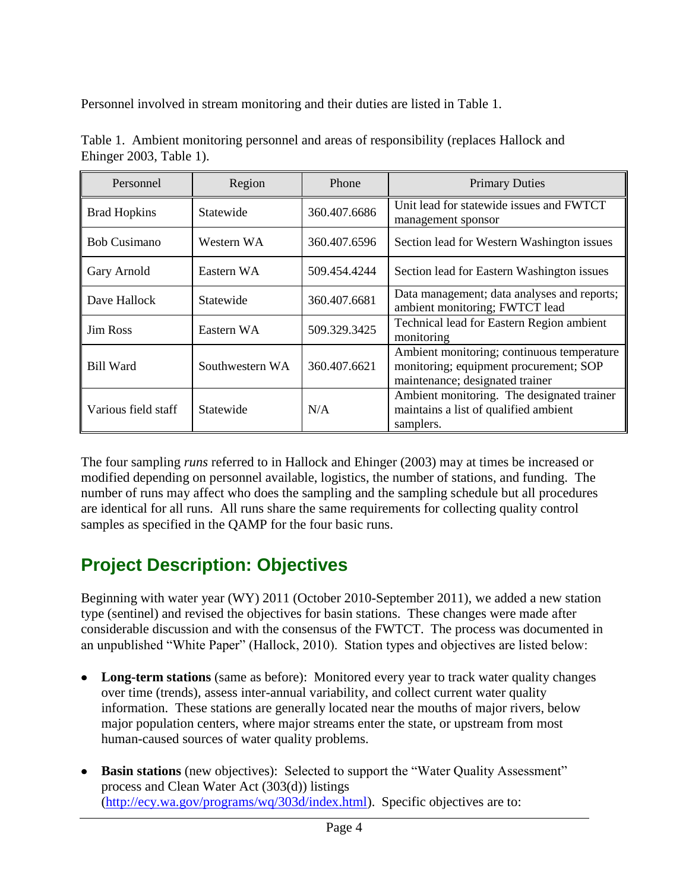Personnel involved in stream monitoring and their duties are listed in Table 1.

Table 1. Ambient monitoring personnel and areas of responsibility (replaces Hallock and Ehinger 2003, Table 1).

| Personnel | Region | Phone | Primary Duties |
|---|---|---|---|
| Brad Hopkins | Statewide | 360.407.6686 | Unit lead for statewide issues and FWTCT management sponsor |
| Bob Cusimano | Western WA | 360.407.6596 | Section lead for Western Washington issues |
| Gary Arnold | Eastern WA | 509.454.4244 | Section lead for Eastern Washington issues |
| Dave Hallock | Statewide | 360.407.6681 | Data management; data analyses and reports; ambient monitoring; FWTCT lead |
| Jim Ross | Eastern WA | 509.329.3425 | Technical lead for Eastern Region ambient monitoring |
| Bill Ward | Southwestern WA | 360.407.6621 | Ambient monitoring; continuous temperature monitoring; equipment procurement; SOP maintenance; designated trainer |
| Various field staff | Statewide | N/A | Ambient monitoring. The designated trainer maintains a list of qualified ambient samplers. |

The four sampling *runs* referred to in Hallock and Ehinger (2003) may at times be increased or modified depending on personnel available, logistics, the number of stations, and funding. The number of runs may affect who does the sampling and the sampling schedule but all procedures are identical for all runs. All runs share the same requirements for collecting quality control samples as specified in the QAMP for the four basic runs.

## Project Description: Objectives

Beginning with water year (WY) 2011 (October 2010-September 2011), we added a new station type (sentinel) and revised the objectives for basin stations. These changes were made after considerable discussion and with the consensus of the FWTCT. The process was documented in an unpublished "White Paper" (Hallock, 2010). Station types and objectives are listed below:

- **Long-term stations** (same as before): Monitored every year to track water quality changes over time (trends), assess inter-annual variability, and collect current water quality information. These stations are generally located near the mouths of major rivers, below major population centers, where major streams enter the state, or upstream from most human-caused sources of water quality problems.

- **Basin stations** (new objectives): Selected to support the "Water Quality Assessment" process and Clean Water Act (303(d)) listings (http://ecy.wa.gov/programs/wq/303d/index.html). Specific objectives are to: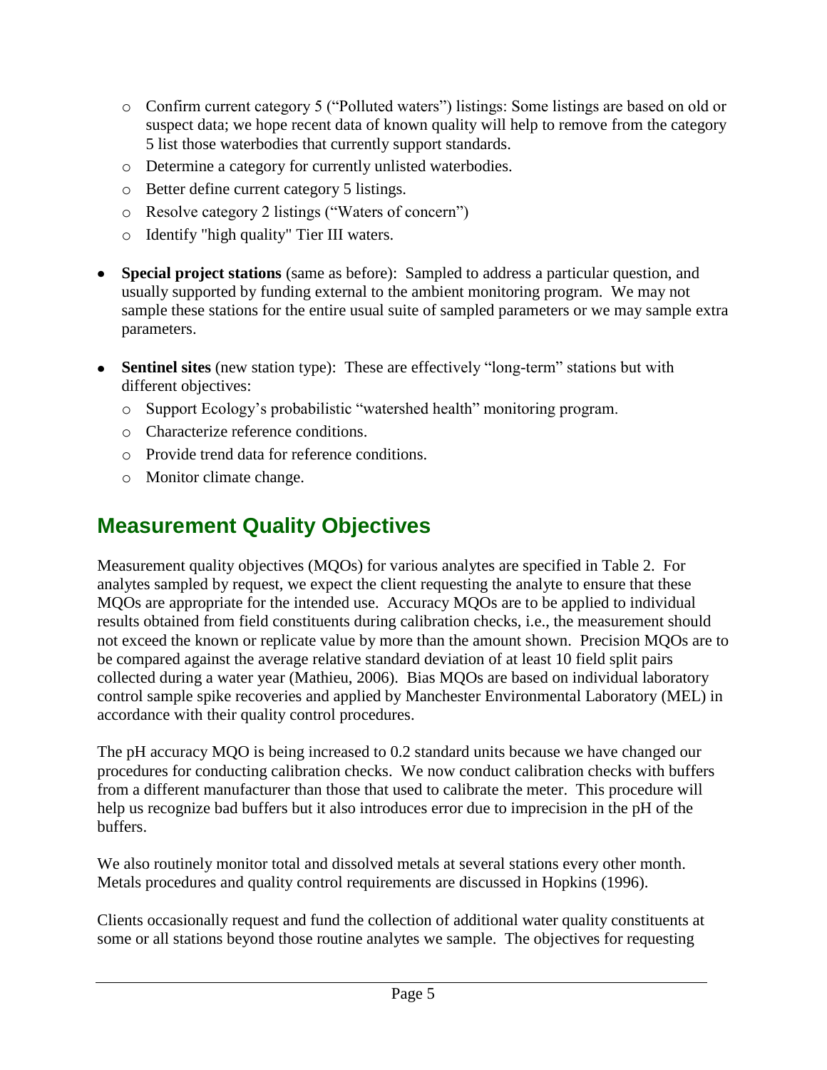- Confirm current category 5 (“Polluted waters”) listings: Some listings are based on old or suspect data; we hope recent data of known quality will help to remove from the category 5 list those waterbodies that currently support standards.
    - Determine a category for currently unlisted waterbodies.
    - Better define current category 5 listings.
    - Resolve category 2 listings (“Waters of concern”)
    - Identify "high quality" Tier III waters.

- **Special project stations** (same as before): Sampled to address a particular question, and usually supported by funding external to the ambient monitoring program. We may not sample these stations for the entire usual suite of sampled parameters or we may sample extra parameters.

- **Sentinel sites** (new station type): These are effectively “long-term” stations but with different objectives:
    - Support Ecology’s probabilistic “watershed health” monitoring program.
    - Characterize reference conditions.
    - Provide trend data for reference conditions.
    - Monitor climate change.

## Measurement Quality Objectives

Measurement quality objectives (MQOs) for various analytes are specified in Table 2. For analytes sampled by request, we expect the client requesting the analyte to ensure that these MQOs are appropriate for the intended use. Accuracy MQOs are to be applied to individual results obtained from field constituents during calibration checks, i.e., the measurement should not exceed the known or replicate value by more than the amount shown. Precision MQOs are to be compared against the average relative standard deviation of at least 10 field split pairs collected during a water year (Mathieu, 2006). Bias MQOs are based on individual laboratory control sample spike recoveries and applied by Manchester Environmental Laboratory (MEL) in accordance with their quality control procedures.

The pH accuracy MQO is being increased to 0.2 standard units because we have changed our procedures for conducting calibration checks. We now conduct calibration checks with buffers from a different manufacturer than those that used to calibrate the meter. This procedure will help us recognize bad buffers but it also introduces error due to imprecision in the pH of the buffers.

We also routinely monitor total and dissolved metals at several stations every other month. Metals procedures and quality control requirements are discussed in Hopkins (1996).

Clients occasionally request and fund the collection of additional water quality constituents at some or all stations beyond those routine analytes we sample. The objectives for requesting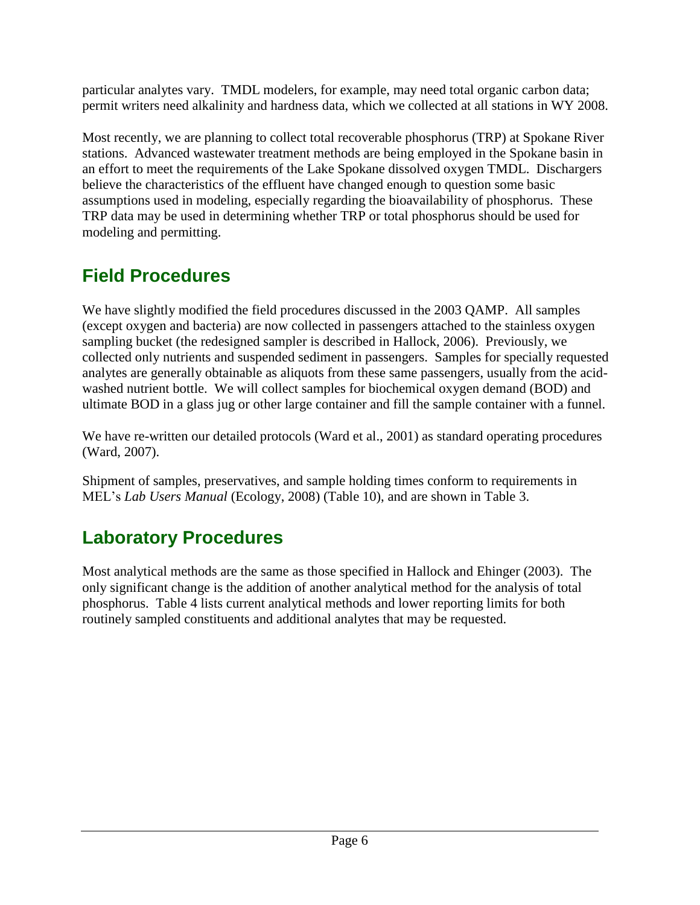particular analytes vary. TMDL modelers, for example, may need total organic carbon data; permit writers need alkalinity and hardness data, which we collected at all stations in WY 2008.

Most recently, we are planning to collect total recoverable phosphorus (TRP) at Spokane River stations. Advanced wastewater treatment methods are being employed in the Spokane basin in an effort to meet the requirements of the Lake Spokane dissolved oxygen TMDL. Dischargers believe the characteristics of the effluent have changed enough to question some basic assumptions used in modeling, especially regarding the bioavailability of phosphorus. These TRP data may be used in determining whether TRP or total phosphorus should be used for modeling and permitting.

## Field Procedures

We have slightly modified the field procedures discussed in the 2003 QAMP. All samples (except oxygen and bacteria) are now collected in passengers attached to the stainless oxygen sampling bucket (the redesigned sampler is described in Hallock, 2006). Previously, we collected only nutrients and suspended sediment in passengers. Samples for specially requested analytes are generally obtainable as aliquots from these same passengers, usually from the acid-washed nutrient bottle. We will collect samples for biochemical oxygen demand (BOD) and ultimate BOD in a glass jug or other large container and fill the sample container with a funnel.

We have re-written our detailed protocols (Ward et al., 2001) as standard operating procedures (Ward, 2007).

Shipment of samples, preservatives, and sample holding times conform to requirements in MEL's *Lab Users Manual* (Ecology, 2008) (Table 10), and are shown in Table 3.

## Laboratory Procedures

Most analytical methods are the same as those specified in Hallock and Ehinger (2003). The only significant change is the addition of another analytical method for the analysis of total phosphorus. Table 4 lists current analytical methods and lower reporting limits for both routinely sampled constituents and additional analytes that may be requested.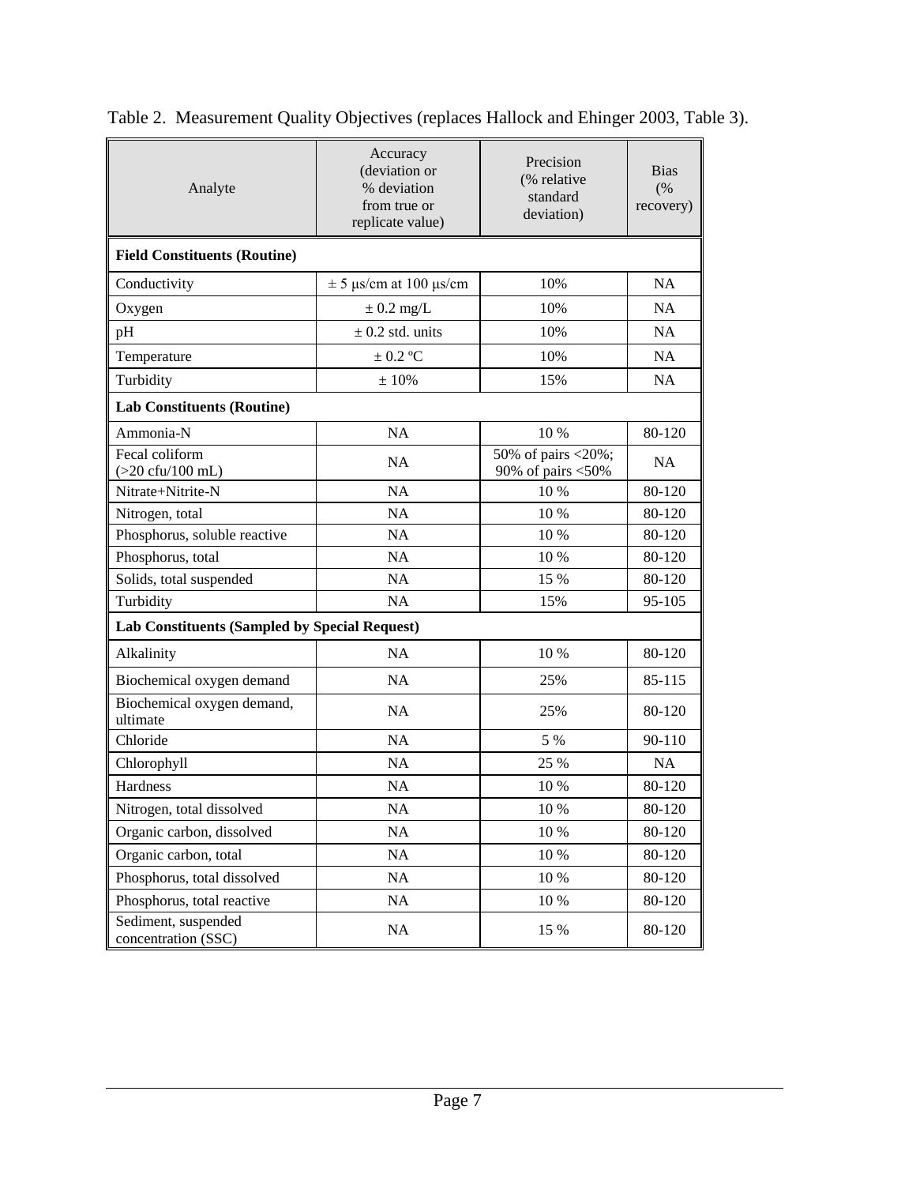Table 2. Measurement Quality Objectives (replaces Hallock and Ehinger 2003, Table 3).

| Analyte | Accuracy (deviation or % deviation from true or replicate value) | Precision (% relative standard deviation) | Bias (% recovery) |
|---|---|---|---|
| **Field Constituents (Routine)** | | | |
| Conductivity | ± 5 µs/cm at 100 µs/cm | 10% | NA |
| Oxygen | ± 0.2 mg/L | 10% | NA |
| pH | ± 0.2 std. units | 10% | NA |
| Temperature | ± 0.2 ºC | 10% | NA |
| Turbidity | ± 10% | 15% | NA |
| **Lab Constituents (Routine)** | | | |
| Ammonia-N | NA | 10 % | 80-120 |
| Fecal coliform (>20 cfu/100 mL) | NA | 50% of pairs <20%; 90% of pairs <50% | NA |
| Nitrate+Nitrite-N | NA | 10 % | 80-120 |
| Nitrogen, total | NA | 10 % | 80-120 |
| Phosphorus, soluble reactive | NA | 10 % | 80-120 |
| Phosphorus, total | NA | 10 % | 80-120 |
| Solids, total suspended | NA | 15 % | 80-120 |
| Turbidity | NA | 15% | 95-105 |
| **Lab Constituents (Sampled by Special Request)** | | | |
| Alkalinity | NA | 10 % | 80-120 |
| Biochemical oxygen demand | NA | 25% | 85-115 |
| Biochemical oxygen demand, ultimate | NA | 25% | 80-120 |
| Chloride | NA | 5 % | 90-110 |
| Chlorophyll | NA | 25 % | NA |
| Hardness | NA | 10 % | 80-120 |
| Nitrogen, total dissolved | NA | 10 % | 80-120 |
| Organic carbon, dissolved | NA | 10 % | 80-120 |
| Organic carbon, total | NA | 10 % | 80-120 |
| Phosphorus, total dissolved | NA | 10 % | 80-120 |
| Phosphorus, total reactive | NA | 10 % | 80-120 |
| Sediment, suspended concentration (SSC) | NA | 15 % | 80-120 |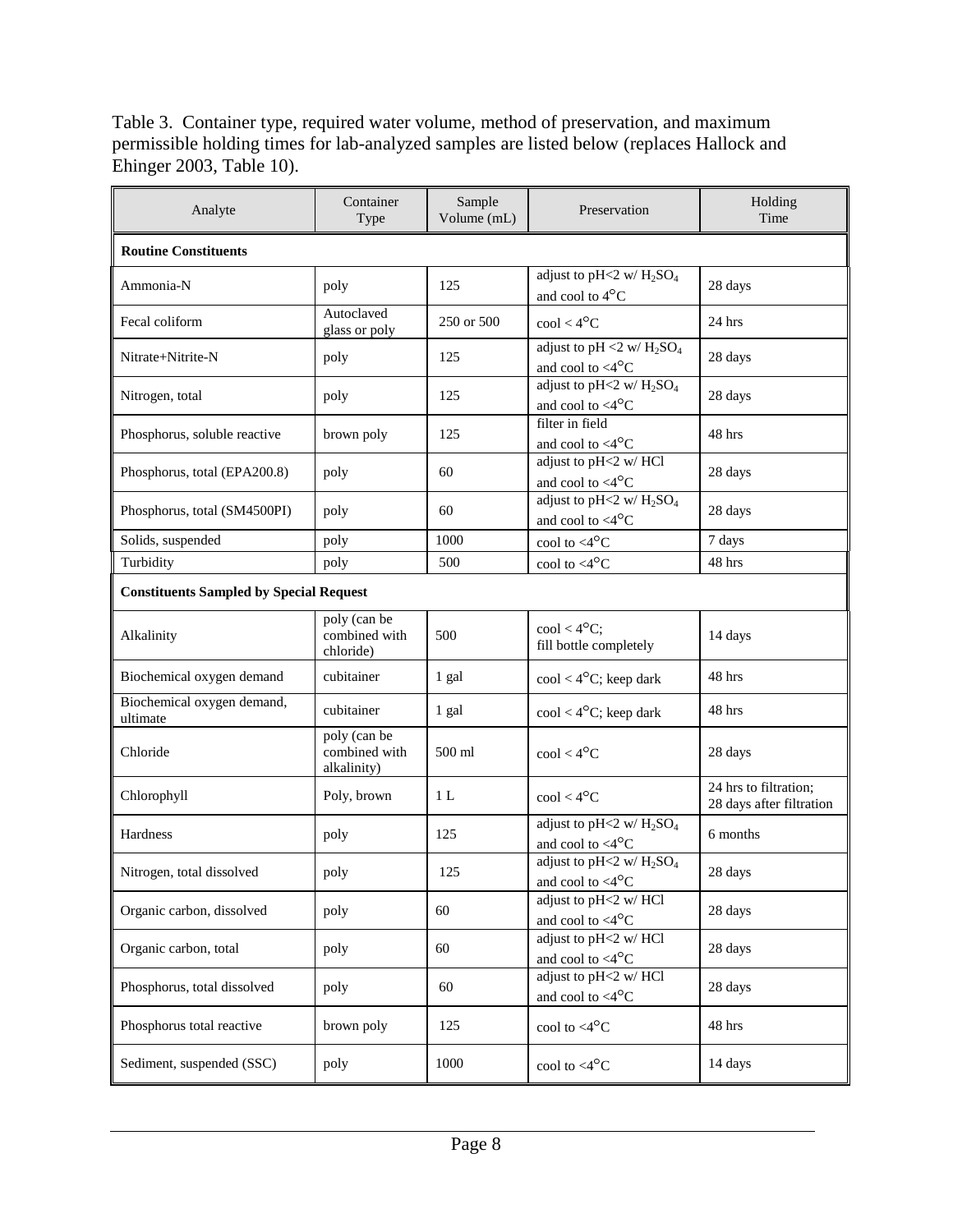Table 3. Container type, required water volume, method of preservation, and maximum permissible holding times for lab-analyzed samples are listed below (replaces Hallock and Ehinger 2003, Table 10).

| Analyte | Container Type | Sample Volume (mL) | Preservation | Holding Time |
|---|---|---|---|---|
| **Routine Constituents** | | | | |
| Ammonia-N | poly | 125 | adjust to pH<2 w/ $H_2SO_4$ and cool to 4°C | 28 days |
| Fecal coliform | Autoclaved glass or poly | 250 or 500 | cool < 4°C | 24 hrs |
| Nitrate+Nitrite-N | poly | 125 | adjust to pH <2 w/ $H_2SO_4$ and cool to <4°C | 28 days |
| Nitrogen, total | poly | 125 | adjust to pH<2 w/ $H_2SO_4$ and cool to <4°C | 28 days |
| Phosphorus, soluble reactive | brown poly | 125 | filter in field and cool to <4°C | 48 hrs |
| Phosphorus, total (EPA200.8) | poly | 60 | adjust to pH<2 w/ HCl and cool to <4°C | 28 days |
| Phosphorus, total (SM4500PI) | poly | 60 | adjust to pH<2 w/ $H_2SO_4$ and cool to <4°C | 28 days |
| Solids, suspended | poly | 1000 | cool to <4°C | 7 days |
| Turbidity | poly | 500 | cool to <4°C | 48 hrs |
| **Constituents Sampled by Special Request** | | | | |
| Alkalinity | poly (can be combined with chloride) | 500 | cool < 4°C; fill bottle completely | 14 days |
| Biochemical oxygen demand | cubitainer | 1 gal | cool < 4°C; keep dark | 48 hrs |
| Biochemical oxygen demand, ultimate | cubitainer | 1 gal | cool < 4°C; keep dark | 48 hrs |
| Chloride | poly (can be combined with alkalinity) | 500 ml | cool < 4°C | 28 days |
| Chlorophyll | Poly, brown | 1 L | cool < 4°C | 24 hrs to filtration; 28 days after filtration |
| Hardness | poly | 125 | adjust to pH<2 w/ $H_2SO_4$ and cool to <4°C | 6 months |
| Nitrogen, total dissolved | poly | 125 | adjust to pH<2 w/ $H_2SO_4$ and cool to <4°C | 28 days |
| Organic carbon, dissolved | poly | 60 | adjust to pH<2 w/ HCl and cool to <4°C | 28 days |
| Organic carbon, total | poly | 60 | adjust to pH<2 w/ HCl and cool to <4°C | 28 days |
| Phosphorus, total dissolved | poly | 60 | adjust to pH<2 w/ HCl and cool to <4°C | 28 days |
| Phosphorus total reactive | brown poly | 125 | cool to <4°C | 48 hrs |
| Sediment, suspended (SSC) | poly | 1000 | cool to <4°C | 14 days |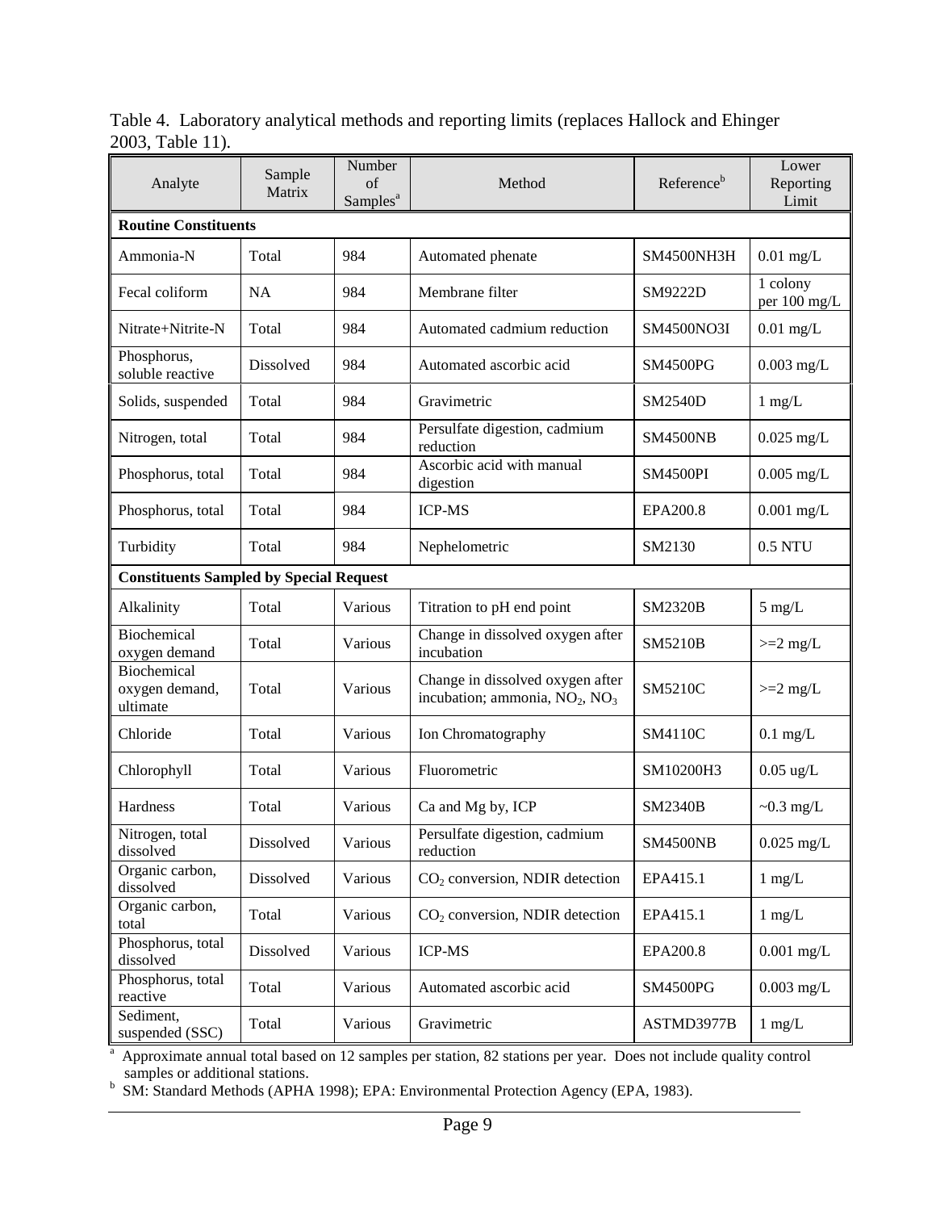Table 4. Laboratory analytical methods and reporting limits (replaces Hallock and Ehinger 2003, Table 11).

| Analyte | Sample Matrix | Number of Samples[a] | Method | Reference[b] | Lower Reporting Limit |
|---|---|---|---|---|---|
| **Routine Constituents** | | | | | |
| Ammonia-N | Total | 984 | Automated phenate | SM4500NH3H | 0.01 mg/L |
| Fecal coliform | NA | 984 | Membrane filter | SM9222D | 1 colony per 100 mg/L |
| Nitrate+Nitrite-N | Total | 984 | Automated cadmium reduction | SM4500NO3I | 0.01 mg/L |
| Phosphorus, soluble reactive | Dissolved | 984 | Automated ascorbic acid | SM4500PG | 0.003 mg/L |
| Solids, suspended | Total | 984 | Gravimetric | SM2540D | 1 mg/L |
| Nitrogen, total | Total | 984 | Persulfate digestion, cadmium reduction | SM4500NB | 0.025 mg/L |
| Phosphorus, total | Total | 984 | Ascorbic acid with manual digestion | SM4500PI | 0.005 mg/L |
| Phosphorus, total | Total | 984 | ICP-MS | EPA200.8 | 0.001 mg/L |
| Turbidity | Total | 984 | Nephelometric | SM2130 | 0.5 NTU |
| **Constituents Sampled by Special Request** | | | | | |
| Alkalinity | Total | Various | Titration to pH end point | SM2320B | 5 mg/L |
| Biochemical oxygen demand | Total | Various | Change in dissolved oxygen after incubation | SM5210B | >=2 mg/L |
| Biochemical oxygen demand, ultimate | Total | Various | Change in dissolved oxygen after incubation; ammonia, $NO_2$, $NO_3$ | SM5210C | >=2 mg/L |
| Chloride | Total | Various | Ion Chromatography | SM4110C | 0.1 mg/L |
| Chlorophyll | Total | Various | Fluorometric | SM10200H3 | 0.05 ug/L |
| Hardness | Total | Various | Ca and Mg by, ICP | SM2340B | ~0.3 mg/L |
| Nitrogen, total dissolved | Dissolved | Various | Persulfate digestion, cadmium reduction | SM4500NB | 0.025 mg/L |
| Organic carbon, dissolved | Dissolved | Various | $CO_2$ conversion, NDIR detection | EPA415.1 | 1 mg/L |
| Organic carbon, total | Total | Various | $CO_2$ conversion, NDIR detection | EPA415.1 | 1 mg/L |
| Phosphorus, total dissolved | Dissolved | Various | ICP-MS | EPA200.8 | 0.001 mg/L |
| Phosphorus, total reactive | Total | Various | Automated ascorbic acid | SM4500PG | 0.003 mg/L |
| Sediment, suspended (SSC) | Total | Various | Gravimetric | ASTMD3977B | 1 mg/L |

[a] Approximate annual total based on 12 samples per station, 82 stations per year. Does not include quality control samples or additional stations.

[b] SM: Standard Methods (APHA 1998); EPA: Environmental Protection Agency (EPA, 1983).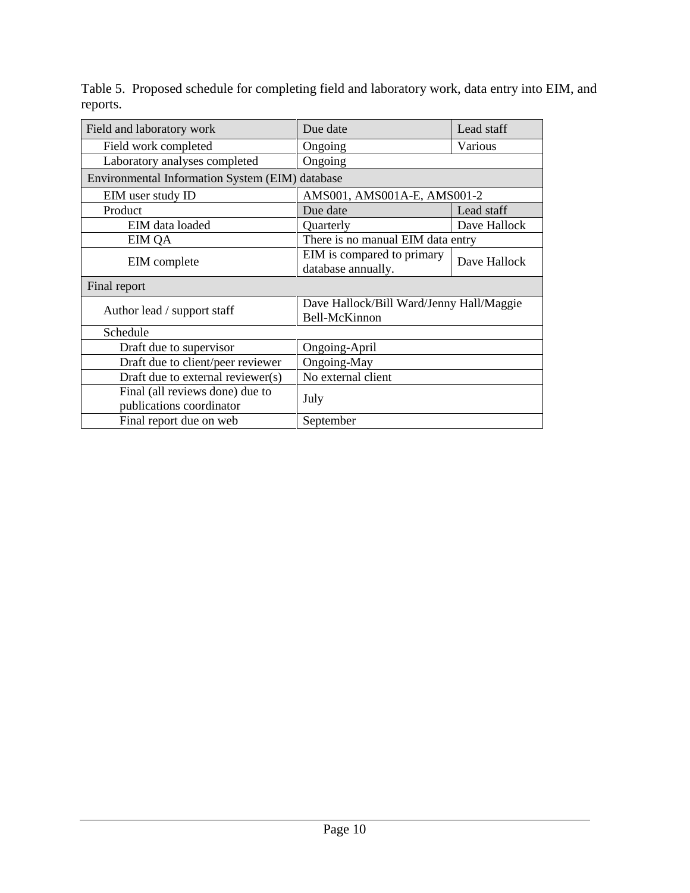Table 5. Proposed schedule for completing field and laboratory work, data entry into EIM, and reports.

| Field and laboratory work | Due date | Lead staff |
|---|---|---|
| Field work completed | Ongoing | Various |
| Laboratory analyses completed | Ongoing | |
| Environmental Information System (EIM) database | | |
| EIM user study ID | AMS001, AMS001A-E, AMS001-2 | |
| Product | Due date | Lead staff |
| EIM data loaded | Quarterly | Dave Hallock |
| EIM QA | There is no manual EIM data entry | |
| EIM complete | EIM is compared to primary database annually. | Dave Hallock |
| Final report | | |
| Author lead / support staff | Dave Hallock/Bill Ward/Jenny Hall/Maggie Bell-McKinnon | |
| Schedule | | |
| Draft due to supervisor | Ongoing-April | |
| Draft due to client/peer reviewer | Ongoing-May | |
| Draft due to external reviewer(s) | No external client | |
| Final (all reviews done) due to publications coordinator | July | |
| Final report due on web | September | |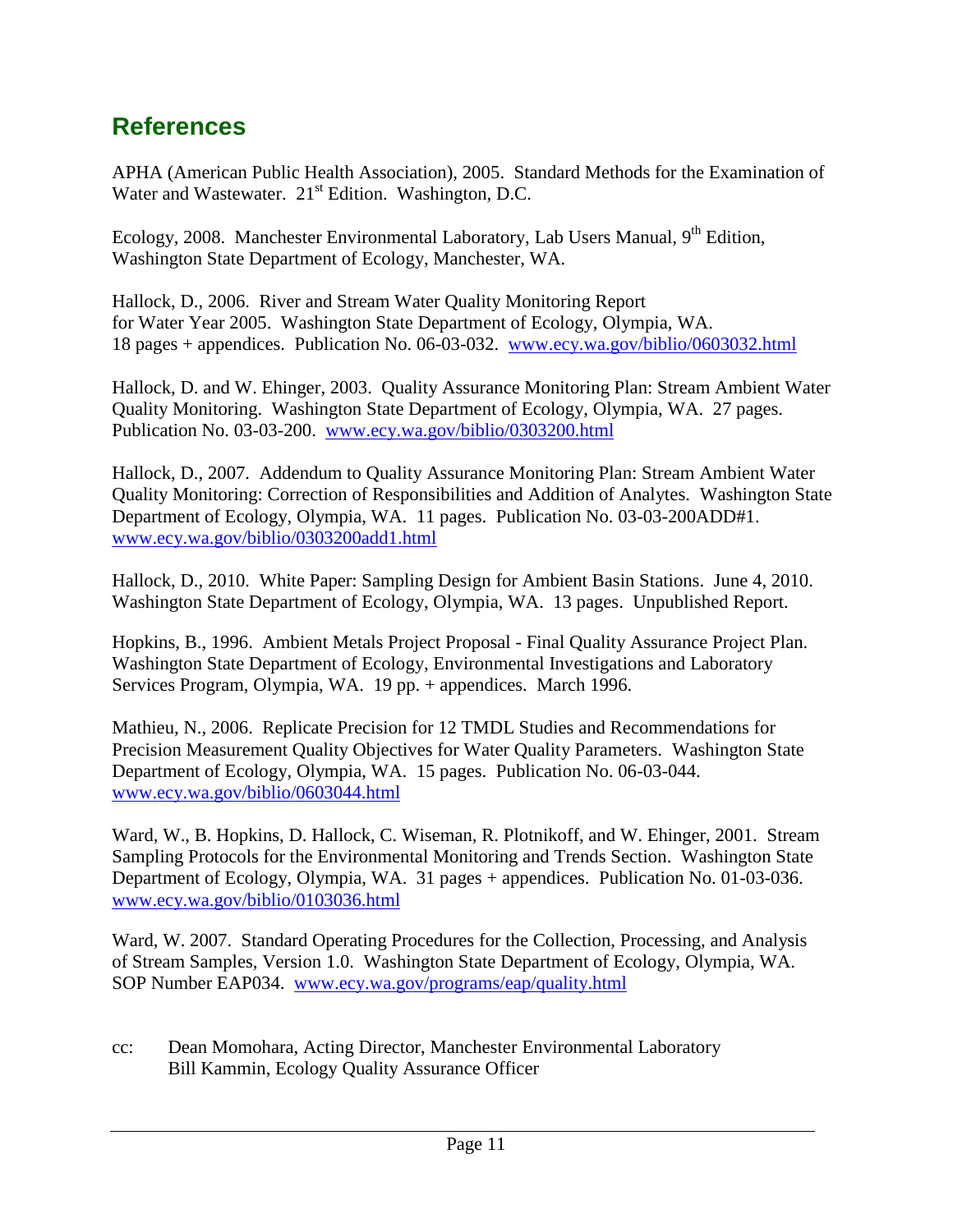## References

APHA (American Public Health Association), 2005. Standard Methods for the Examination of Water and Wastewater. 21st Edition. Washington, D.C.

Ecology, 2008. Manchester Environmental Laboratory, Lab Users Manual, 9th Edition, Washington State Department of Ecology, Manchester, WA.

Hallock, D., 2006. River and Stream Water Quality Monitoring Report for Water Year 2005. Washington State Department of Ecology, Olympia, WA. 18 pages + appendices. Publication No. 06-03-032. www.ecy.wa.gov/biblio/0603032.html

Hallock, D. and W. Ehinger, 2003. Quality Assurance Monitoring Plan: Stream Ambient Water Quality Monitoring. Washington State Department of Ecology, Olympia, WA. 27 pages. Publication No. 03-03-200. www.ecy.wa.gov/biblio/0303200.html

Hallock, D., 2007. Addendum to Quality Assurance Monitoring Plan: Stream Ambient Water Quality Monitoring: Correction of Responsibilities and Addition of Analytes. Washington State Department of Ecology, Olympia, WA. 11 pages. Publication No. 03-03-200ADD#1. www.ecy.wa.gov/biblio/0303200add1.html

Hallock, D., 2010. White Paper: Sampling Design for Ambient Basin Stations. June 4, 2010. Washington State Department of Ecology, Olympia, WA. 13 pages. Unpublished Report.

Hopkins, B., 1996. Ambient Metals Project Proposal - Final Quality Assurance Project Plan. Washington State Department of Ecology, Environmental Investigations and Laboratory Services Program, Olympia, WA. 19 pp. + appendices. March 1996.

Mathieu, N., 2006. Replicate Precision for 12 TMDL Studies and Recommendations for Precision Measurement Quality Objectives for Water Quality Parameters. Washington State Department of Ecology, Olympia, WA. 15 pages. Publication No. 06-03-044. www.ecy.wa.gov/biblio/0603044.html

Ward, W., B. Hopkins, D. Hallock, C. Wiseman, R. Plotnikoff, and W. Ehinger, 2001. Stream Sampling Protocols for the Environmental Monitoring and Trends Section. Washington State Department of Ecology, Olympia, WA. 31 pages + appendices. Publication No. 01-03-036. www.ecy.wa.gov/biblio/0103036.html

Ward, W. 2007. Standard Operating Procedures for the Collection, Processing, and Analysis of Stream Samples, Version 1.0. Washington State Department of Ecology, Olympia, WA. SOP Number EAP034. www.ecy.wa.gov/programs/eap/quality.html

cc: Dean Momohara, Acting Director, Manchester Environmental Laboratory
Bill Kammin, Ecology Quality Assurance Officer